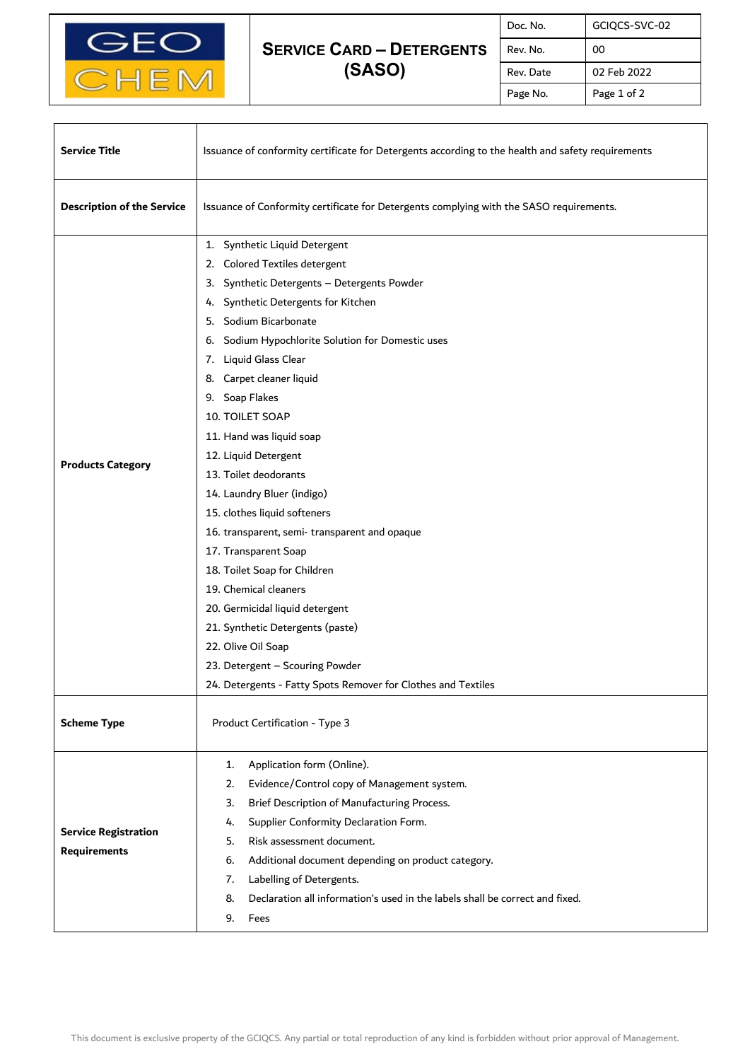# Service Card – Detergents (SASO)

| Doc. No. | GCIQCS-SVC-02 |
| --- | --- |
| Rev. No. | 00 |
| Rev. Date | 02 Feb 2022 |
| Page No. | Page 1 of 2 |

| | |
| --- | --- |
| **Service Title** | Issuance of conformity certificate for Detergents according to the health and safety requirements |
| **Description of the Service** | Issuance of Conformity certificate for Detergents complying with the SASO requirements. |
| **Products Category** | 1. Synthetic Liquid Detergent<br>2. Colored Textiles detergent<br>3. Synthetic Detergents – Detergents Powder<br>4. Synthetic Detergents for Kitchen<br>5. Sodium Bicarbonate<br>6. Sodium Hypochlorite Solution for Domestic uses<br>7. Liquid Glass Clear<br>8. Carpet cleaner liquid<br>9. Soap Flakes<br>10. TOILET SOAP<br>11. Hand was liquid soap<br>12. Liquid Detergent<br>13. Toilet deodorants<br>14. Laundry Bluer (indigo)<br>15. clothes liquid softeners<br>16. transparent, semi- transparent and opaque<br>17. Transparent Soap<br>18. Toilet Soap for Children<br>19. Chemical cleaners<br>20. Germicidal liquid detergent<br>21. Synthetic Detergents (paste)<br>22. Olive Oil Soap<br>23. Detergent – Scouring Powder<br>24. Detergents - Fatty Spots Remover for Clothes and Textiles |
| **Scheme Type** | Product Certification - Type 3 |
| **Service Registration Requirements** | 1. Application form (Online).<br>2. Evidence/Control copy of Management system.<br>3. Brief Description of Manufacturing Process.<br>4. Supplier Conformity Declaration Form.<br>5. Risk assessment document.<br>6. Additional document depending on product category.<br>7. Labelling of Detergents.<br>8. Declaration all information's used in the labels shall be correct and fixed.<br>9. Fees |

This document is exclusive property of the GCIQCS. Any partial or total reproduction of any kind is forbidden without prior approval of Management.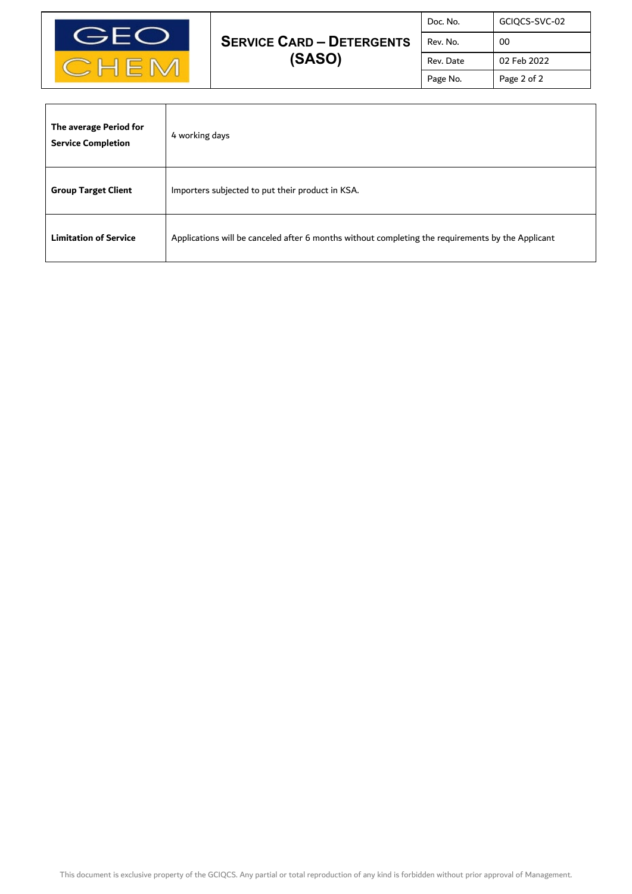| | |
|---|---|
| **The average Period for Service Completion** | 4 working days |
| **Group Target Client** | Importers subjected to put their product in KSA. |
| **Limitation of Service** | Applications will be canceled after 6 months without completing the requirements by the Applicant |